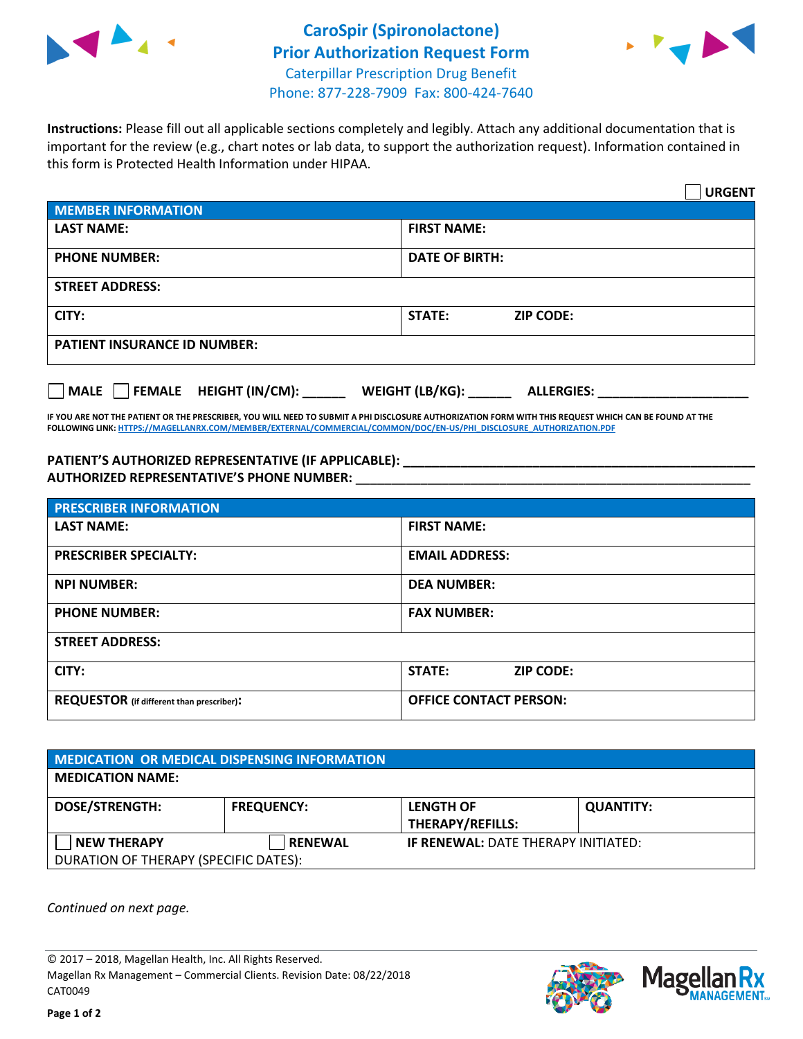# CaroSpir (Spironolactone) Prior Authorization Request Form

Caterpillar Prescription Drug Benefit
Phone: 877-228-7909 Fax: 800-424-7640

**Instructions:** Please fill out all applicable sections completely and legibly. Attach any additional documentation that is important for the review (e.g., chart notes or lab data, to support the authorization request). Information contained in this form is Protected Health Information under HIPAA.

☐ **URGENT**

| **MEMBER INFORMATION** | |
|---|---|
| **LAST NAME:** | **FIRST NAME:** |
| **PHONE NUMBER:** | **DATE OF BIRTH:** |
| **STREET ADDRESS:** | |
| **CITY:** | **STATE:** **ZIP CODE:** |
| **PATIENT INSURANCE ID NUMBER:** | |

☐ **MALE** ☐ **FEMALE** **HEIGHT (IN/CM):** ______ **WEIGHT (LB/KG):** ______ **ALLERGIES:** ____________________

**IF YOU ARE NOT THE PATIENT OR THE PRESCRIBER, YOU WILL NEED TO SUBMIT A PHI DISCLOSURE AUTHORIZATION FORM WITH THIS REQUEST WHICH CAN BE FOUND AT THE FOLLOWING LINK: HTTPS://MAGELLANRX.COM/MEMBER/EXTERNAL/COMMERCIAL/COMMON/DOC/EN-US/PHI_DISCLOSURE_AUTHORIZATION.PDF**

**PATIENT'S AUTHORIZED REPRESENTATIVE (IF APPLICABLE):** ____________________________________________
**AUTHORIZED REPRESENTATIVE'S PHONE NUMBER:** ____________________________________________

| **PRESCRIBER INFORMATION** | |
|---|---|
| **LAST NAME:** | **FIRST NAME:** |
| **PRESCRIBER SPECIALTY:** | **EMAIL ADDRESS:** |
| **NPI NUMBER:** | **DEA NUMBER:** |
| **PHONE NUMBER:** | **FAX NUMBER:** |
| **STREET ADDRESS:** | |
| **CITY:** | **STATE:** **ZIP CODE:** |
| **REQUESTOR** (if different than prescriber)**:** | **OFFICE CONTACT PERSON:** |

| **MEDICATION OR MEDICAL DISPENSING INFORMATION** | | | |
|---|---|---|---|
| **MEDICATION NAME:** | | | |
| **DOSE/STRENGTH:** | **FREQUENCY:** | **LENGTH OF THERAPY/REFILLS:** | **QUANTITY:** |
| ☐ **NEW THERAPY** | ☐ **RENEWAL** | **IF RENEWAL:** DATE THERAPY INITIATED: | |
| DURATION OF THERAPY (SPECIFIC DATES): | | | |

*Continued on next page.*

© 2017 – 2018, Magellan Health, Inc. All Rights Reserved.
Magellan Rx Management – Commercial Clients. Revision Date: 08/22/2018
CAT0049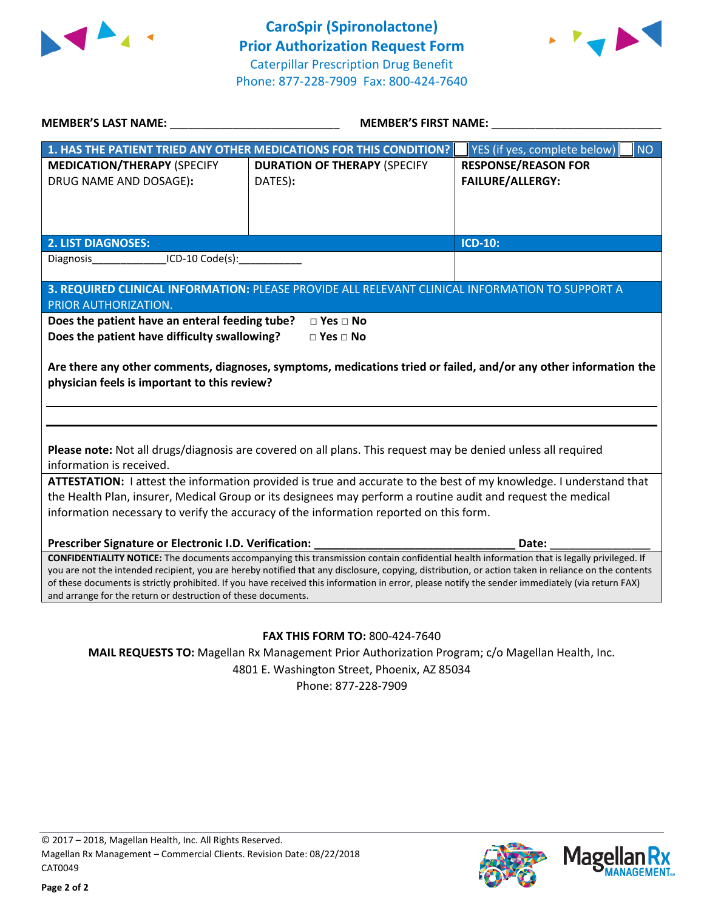# CaroSpir (Spironolactone)
# Prior Authorization Request Form

Caterpillar Prescription Drug Benefit
Phone: 877-228-7909 Fax: 800-424-7640

**MEMBER'S LAST NAME:** ___________________________ **MEMBER'S FIRST NAME:** ___________________________

| **1. HAS THE PATIENT TRIED ANY OTHER MEDICATIONS FOR THIS CONDITION?** | | ☐ YES (if yes, complete below) ☐ NO |
|---|---|---|
| **MEDICATION/THERAPY** (SPECIFY DRUG NAME AND DOSAGE): | **DURATION OF THERAPY** (SPECIFY DATES): | **RESPONSE/REASON FOR FAILURE/ALLERGY:** |
| | | |

| **2. LIST DIAGNOSES:** | **ICD-10:** |
|---|---|
| Diagnosis_____________ICD-10 Code(s):___________ | |

**3. REQUIRED CLINICAL INFORMATION:** PLEASE PROVIDE ALL RELEVANT CLINICAL INFORMATION TO SUPPORT A PRIOR AUTHORIZATION.

**Does the patient have an enteral feeding tube?** □ **Yes** □ **No**

**Does the patient have difficulty swallowing?** □ **Yes** □ **No**

**Are there any other comments, diagnoses, symptoms, medications tried or failed, and/or any other information the physician feels is important to this review?**

_______________________________________________________________________________

_______________________________________________________________________________

**Please note:** Not all drugs/diagnosis are covered on all plans. This request may be denied unless all required information is received.

**ATTESTATION:** I attest the information provided is true and accurate to the best of my knowledge. I understand that the Health Plan, insurer, Medical Group or its designees may perform a routine audit and request the medical information necessary to verify the accuracy of the information reported on this form.

**Prescriber Signature or Electronic I.D. Verification:** _______________________________ **Date:** _______________

**CONFIDENTIALITY NOTICE:** The documents accompanying this transmission contain confidential health information that is legally privileged. If you are not the intended recipient, you are hereby notified that any disclosure, copying, distribution, or action taken in reliance on the contents of these documents is strictly prohibited. If you have received this information in error, please notify the sender immediately (via return FAX) and arrange for the return or destruction of these documents.

**FAX THIS FORM TO:** 800-424-7640

**MAIL REQUESTS TO:** Magellan Rx Management Prior Authorization Program; c/o Magellan Health, Inc.
4801 E. Washington Street, Phoenix, AZ 85034
Phone: 877-228-7909

© 2017 – 2018, Magellan Health, Inc. All Rights Reserved.
Magellan Rx Management – Commercial Clients. Revision Date: 08/22/2018
CAT0049